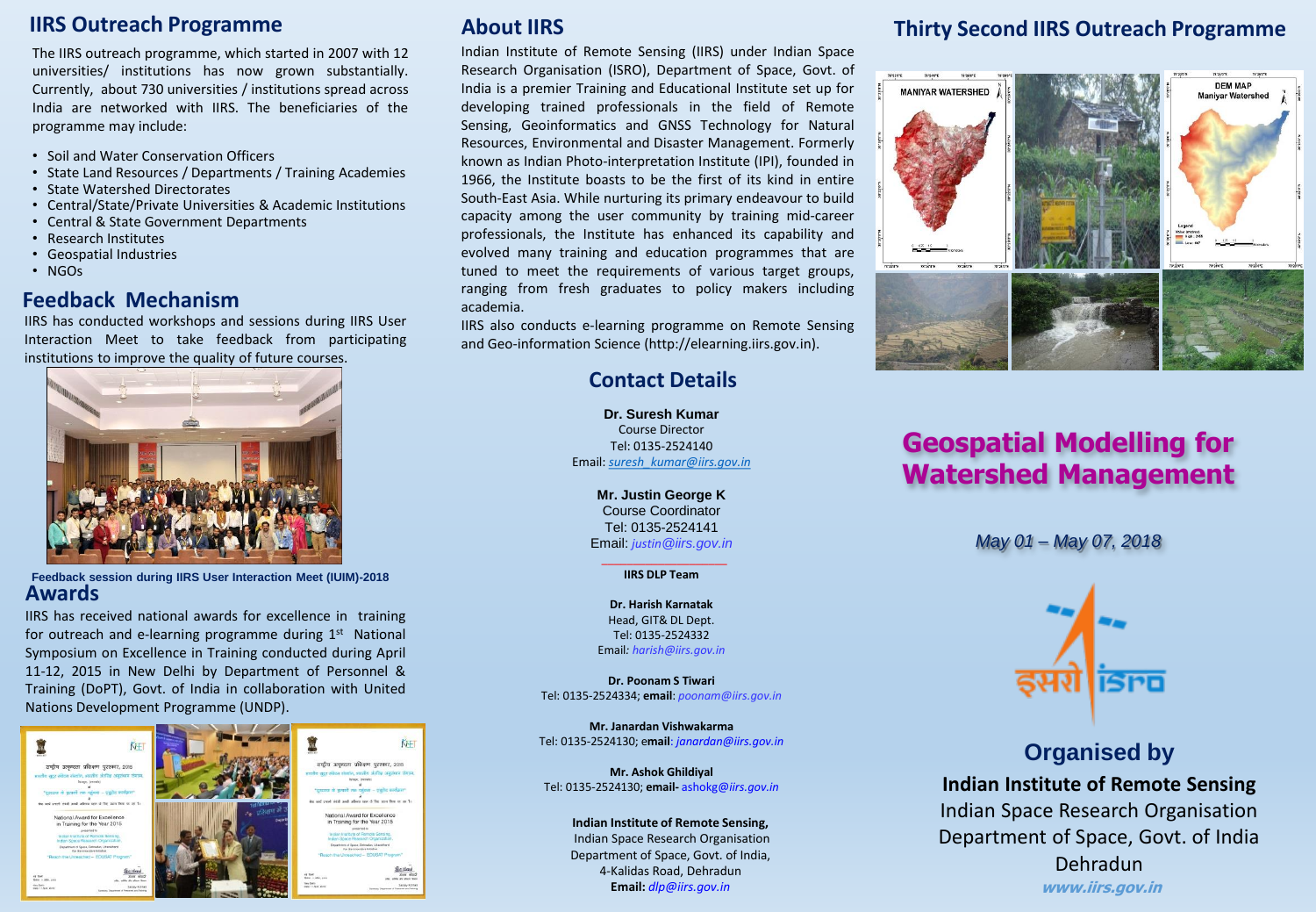## IIRS Outreach Programme

The IIRS outreach programme, which started in 2007 with 12 universities/ institutions has now grown substantially. Currently, about 730 universities / institutions spread across India are networked with IIRS. The beneficiaries of the programme may include:

- Soil and Water Conservation Officers
- State Land Resources / Departments / Training Academies
- State Watershed Directorates
- Central/State/Private Universities & Academic Institutions
- Central & State Government Departments
- Research Institutes
- Geospatial Industries
- NGOs

## Feedback Mechanism

IIRS has conducted workshops and sessions during IIRS User Interaction Meet to take feedback from participating institutions to improve the quality of future courses.

**Feedback session during IIRS User Interaction Meet (IUIM)-2018**

## Awards

IIRS has received national awards for excellence in training for outreach and e-learning programme during 1st National Symposium on Excellence in Training conducted during April 11-12, 2015 in New Delhi by Department of Personnel & Training (DoPT), Govt. of India in collaboration with United Nations Development Programme (UNDP).

## About IIRS

Indian Institute of Remote Sensing (IIRS) under Indian Space Research Organisation (ISRO), Department of Space, Govt. of India is a premier Training and Educational Institute set up for developing trained professionals in the field of Remote Sensing, Geoinformatics and GNSS Technology for Natural Resources, Environmental and Disaster Management. Formerly known as Indian Photo-interpretation Institute (IPI), founded in 1966, the Institute boasts to be the first of its kind in entire South-East Asia. While nurturing its primary endeavour to build capacity among the user community by training mid-career professionals, the Institute has enhanced its capability and evolved many training and education programmes that are tuned to meet the requirements of various target groups, ranging from fresh graduates to policy makers including academia.

IIRS also conducts e-learning programme on Remote Sensing and Geo-information Science (http://elearning.iirs.gov.in).

## Contact Details

**Dr. Suresh Kumar**
Course Director
Tel: 0135-2524140
Email: *suresh_kumar@iirs.gov.in*

**Mr. Justin George K**
Course Coordinator
Tel: 0135-2524141
Email: *justin@iirs.gov.in*

**IIRS DLP Team**

**Dr. Harish Karnatak**
Head, GIT& DL Dept.
Tel: 0135-2524332
Email: *harish@iirs.gov.in*

**Dr. Poonam S Tiwari**
Tel: 0135-2524334; **email**: *poonam@iirs.gov.in*

**Mr. Janardan Vishwakarma**
Tel: 0135-2524130; **email**: *janardan@iirs.gov.in*

**Mr. Ashok Ghildiyal**
Tel: 0135-2524130; **email-** ashokg@iirs.gov.in

**Indian Institute of Remote Sensing,**
Indian Space Research Organisation
Department of Space, Govt. of India,
4-Kalidas Road, Dehradun
**Email:** *dlp@iirs.gov.in*

## Thirty Second IIRS Outreach Programme

# Geospatial Modelling for Watershed Management

*May 01 – May 07, 2018*

## Organised by

**Indian Institute of Remote Sensing**
Indian Space Research Organisation
Department of Space, Govt. of India
Dehradun
***www.iirs.gov.in***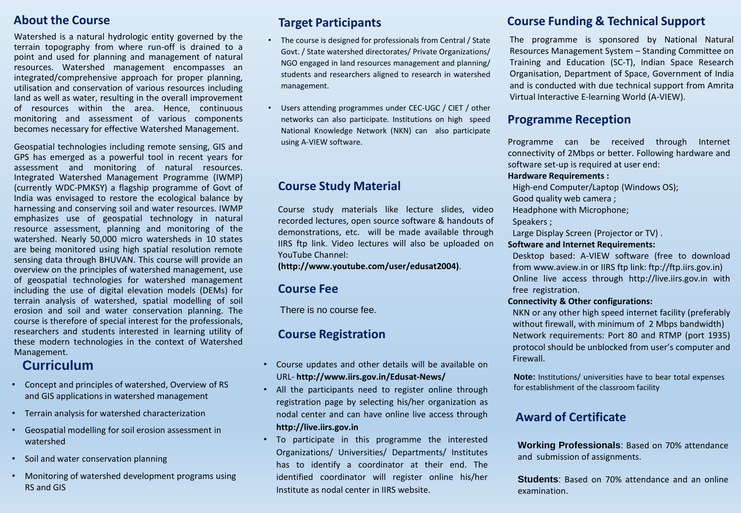## About the Course

Watershed is a natural hydrologic entity governed by the terrain topography from where run-off is drained to a point and used for planning and management of natural resources. Watershed management encompasses an integrated/comprehensive approach for proper planning, utilisation and conservation of various resources including land as well as water, resulting in the overall improvement of resources within the area. Hence, continuous monitoring and assessment of various components becomes necessary for effective Watershed Management.

Geospatial technologies including remote sensing, GIS and GPS has emerged as a powerful tool in recent years for assessment and monitoring of natural resources. Integrated Watershed Management Programme (IWMP) (currently WDC-PMKSY) a flagship programme of Govt of India was envisaged to restore the ecological balance by harnessing and conserving soil and water resources. IWMP emphasizes use of geospatial technology in natural resource assessment, planning and monitoring of the watershed. Nearly 50,000 micro watersheds in 10 states are being monitored using high spatial resolution remote sensing data through BHUVAN. This course will provide an overview on the principles of watershed management, use of geospatial technologies for watershed management including the use of digital elevation models (DEMs) for terrain analysis of watershed, spatial modelling of soil erosion and soil and water conservation planning. The course is therefore of special interest for the professionals, researchers and students interested in learning utility of these modern technologies in the context of Watershed Management.

## Curriculum

- Concept and principles of watershed, Overview of RS and GIS applications in watershed management
- Terrain analysis for watershed characterization
- Geospatial modelling for soil erosion assessment in watershed
- Soil and water conservation planning
- Monitoring of watershed development programs using RS and GIS

## Target Participants

- The course is designed for professionals from Central / State Govt. / State watershed directorates/ Private Organizations/ NGO engaged in land resources management and planning/ students and researchers aligned to research in watershed management.
- Users attending programmes under CEC-UGC / CIET / other networks can also participate. Institutions on high speed National Knowledge Network (NKN) can also participate using A-VIEW software.

## Course Study Material

Course study materials like lecture slides, video recorded lectures, open source software & handouts of demonstrations, etc. will be made available through IIRS ftp link. Video lectures will also be uploaded on YouTube Channel:
**(http://www.youtube.com/user/edusat2004)**.

## Course Fee

There is no course fee.

## Course Registration

- Course updates and other details will be available on URL- **http://www.iirs.gov.in/Edusat-News/**
- All the participants need to register online through registration page by selecting his/her organization as nodal center and can have online live access through **http://live.iirs.gov.in**
- To participate in this programme the interested Organizations/ Universities/ Departments/ Institutes has to identify a coordinator at their end. The identified coordinator will register online his/her Institute as nodal center in IIRS website.

## Course Funding & Technical Support

The programme is sponsored by National Natural Resources Management System – Standing Committee on Training and Education (SC-T), Indian Space Research Organisation, Department of Space, Government of India and is conducted with due technical support from Amrita Virtual Interactive E-learning World (A-VIEW).

## Programme Reception

Programme can be received through Internet connectivity of 2Mbps or better. Following hardware and software set-up is required at user end:

**Hardware Requirements :**

High-end Computer/Laptop (Windows OS);
Good quality web camera ;
Headphone with Microphone;
Speakers ;
Large Display Screen (Projector or TV) .

**Software and Internet Requirements:**

Desktop based: A-VIEW software (free to download from www.aview.in or IIRS ftp link: ftp://ftp.iirs.gov.in)
Online live access through http://live.iirs.gov.in with free registration.

**Connectivity & Other configurations:**

NKN or any other high speed internet facility (preferably without firewall, with minimum of 2 Mbps bandwidth)
Network requirements: Port 80 and RTMP (port 1935) protocol should be unblocked from user's computer and Firewall.

**Note:** Institutions/ universities have to bear total expenses for establishment of the classroom facility

## Award of Certificate

**Working Professionals**: Based on 70% attendance and submission of assignments.

**Students**: Based on 70% attendance and an online examination.